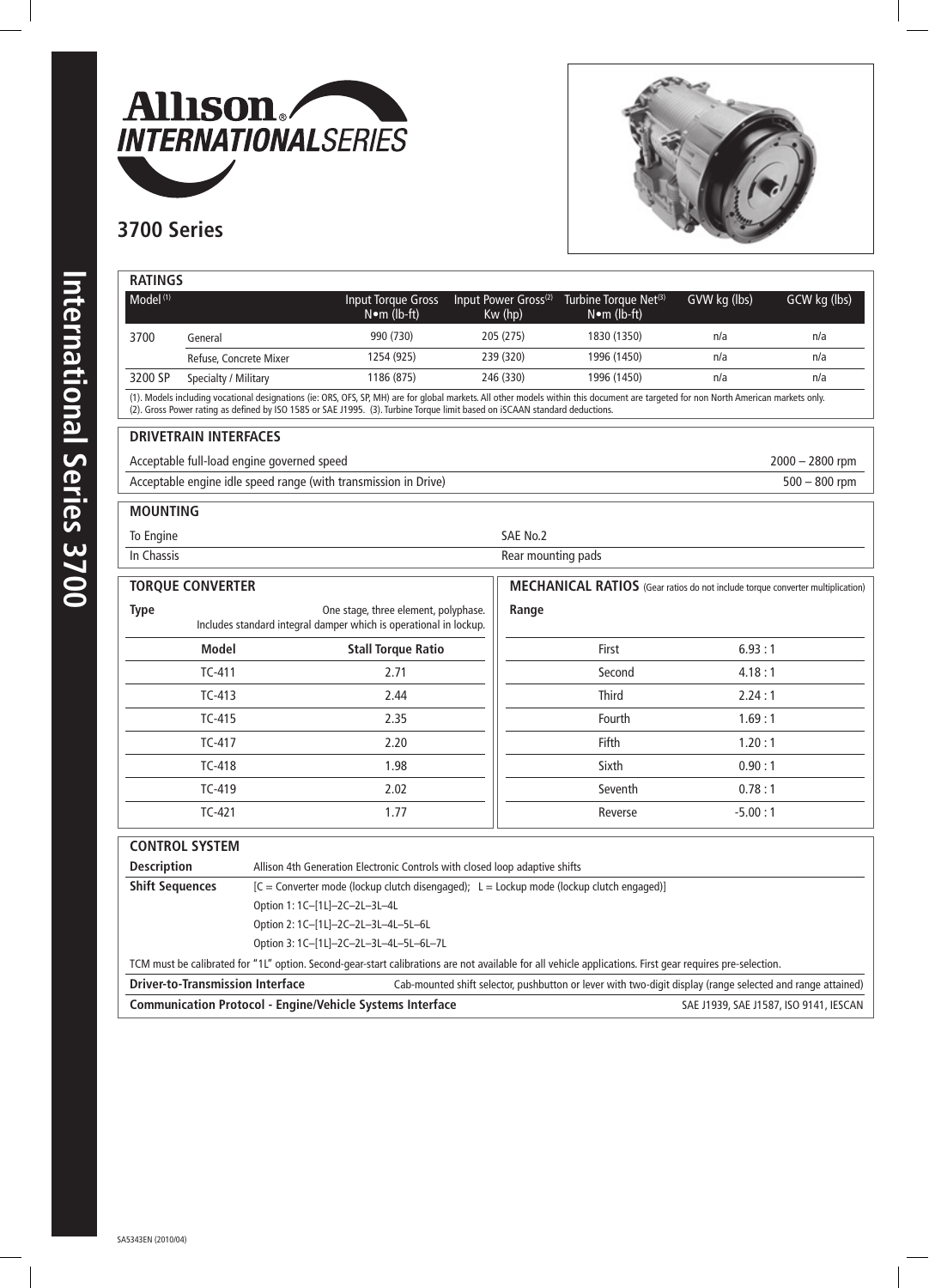# Allison INTERNATIONAL SERIES

## 3700 Series

### RATINGS

| Model [1] | | Input Torque Gross N•m (lb-ft) | Input Power Gross[2] Kw (hp) | Turbine Torque Net[3] N•m (lb-ft) | GVW kg (lbs) | GCW kg (lbs) |
|---|---|---|---|---|---|---|
| 3700 | General | 990 (730) | 205 (275) | 1830 (1350) | n/a | n/a |
| | Refuse, Concrete Mixer | 1254 (925) | 239 (320) | 1996 (1450) | n/a | n/a |
| 3200 SP | Specialty / Military | 1186 (875) | 246 (330) | 1996 (1450) | n/a | n/a |

(1). Models including vocational designations (ie: ORS, OFS, SP, MH) are for global markets. All other models within this document are targeted for non North American markets only.
(2). Gross Power rating as defined by ISO 1585 or SAE J1995. (3). Turbine Torque limit based on iSCAAN standard deductions.

### DRIVETRAIN INTERFACES

| | |
|---|---|
| Acceptable full-load engine governed speed | 2000 – 2800 rpm |
| Acceptable engine idle speed range (with transmission in Drive) | 500 – 800 rpm |

### MOUNTING

| | |
|---|---|
| To Engine | SAE No.2 |
| In Chassis | Rear mounting pads |

### TORQUE CONVERTER

**Type** One stage, three element, polyphase. Includes standard integral damper which is operational in lockup.

| Model | Stall Torque Ratio |
|---|---|
| TC-411 | 2.71 |
| TC-413 | 2.44 |
| TC-415 | 2.35 |
| TC-417 | 2.20 |
| TC-418 | 1.98 |
| TC-419 | 2.02 |
| TC-421 | 1.77 |

### MECHANICAL RATIOS (Gear ratios do not include torque converter multiplication)

**Range**

| | |
|---|---|
| First | 6.93 : 1 |
| Second | 4.18 : 1 |
| Third | 2.24 : 1 |
| Fourth | 1.69 : 1 |
| Fifth | 1.20 : 1 |
| Sixth | 0.90 : 1 |
| Seventh | 0.78 : 1 |
| Reverse | -5.00 : 1 |

### CONTROL SYSTEM

**Description** Allison 4th Generation Electronic Controls with closed loop adaptive shifts

**Shift Sequences** [C = Converter mode (lockup clutch disengaged); L = Lockup mode (lockup clutch engaged)]

Option 1: 1C–[1L]–2C–2L–3L–4L

Option 2: 1C–[1L]–2C–2L–3L–4L–5L–6L

Option 3: 1C–[1L]–2C–2L–3L–4L–5L–6L–7L

TCM must be calibrated for "1L" option. Second-gear-start calibrations are not available for all vehicle applications. First gear requires pre-selection.

**Driver-to-Transmission Interface** Cab-mounted shift selector, pushbutton or lever with two-digit display (range selected and range attained)

**Communication Protocol - Engine/Vehicle Systems Interface** SAE J1939, SAE J1587, ISO 9141, IESCAN

SA5343EN (2010/04)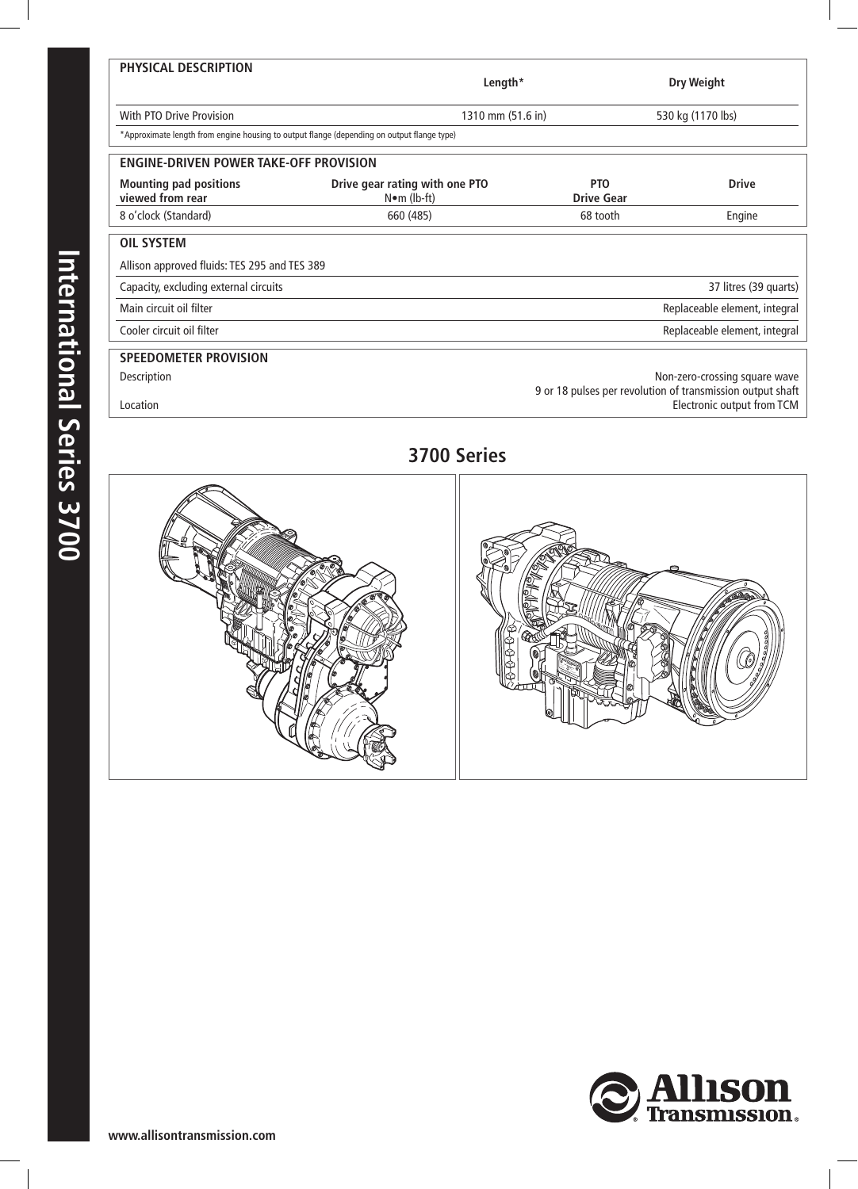## PHYSICAL DESCRIPTION

| | Length* | Dry Weight |
|---|---|---|
| With PTO Drive Provision | 1310 mm (51.6 in) | 530 kg (1170 lbs) |

*Approximate length from engine housing to output flange (depending on output flange type)

## ENGINE-DRIVEN POWER TAKE-OFF PROVISION

| Mounting pad positions viewed from rear | Drive gear rating with one PTO N•m (lb-ft) | PTO Drive Gear | Drive |
|---|---|---|---|
| 8 o'clock (Standard) | 660 (485) | 68 tooth | Engine |

## OIL SYSTEM

Allison approved fluids: TES 295 and TES 389

| | |
|---|---|
| Capacity, excluding external circuits | 37 litres (39 quarts) |
| Main circuit oil filter | Replaceable element, integral |
| Cooler circuit oil filter | Replaceable element, integral |

## SPEEDOMETER PROVISION

| | |
|---|---|
| Description | Non-zero-crossing square wave<br>9 or 18 pulses per revolution of transmission output shaft |
| Location | Electronic output from TCM |

## 3700 Series

International Series 3700

www.allisontransmission.com